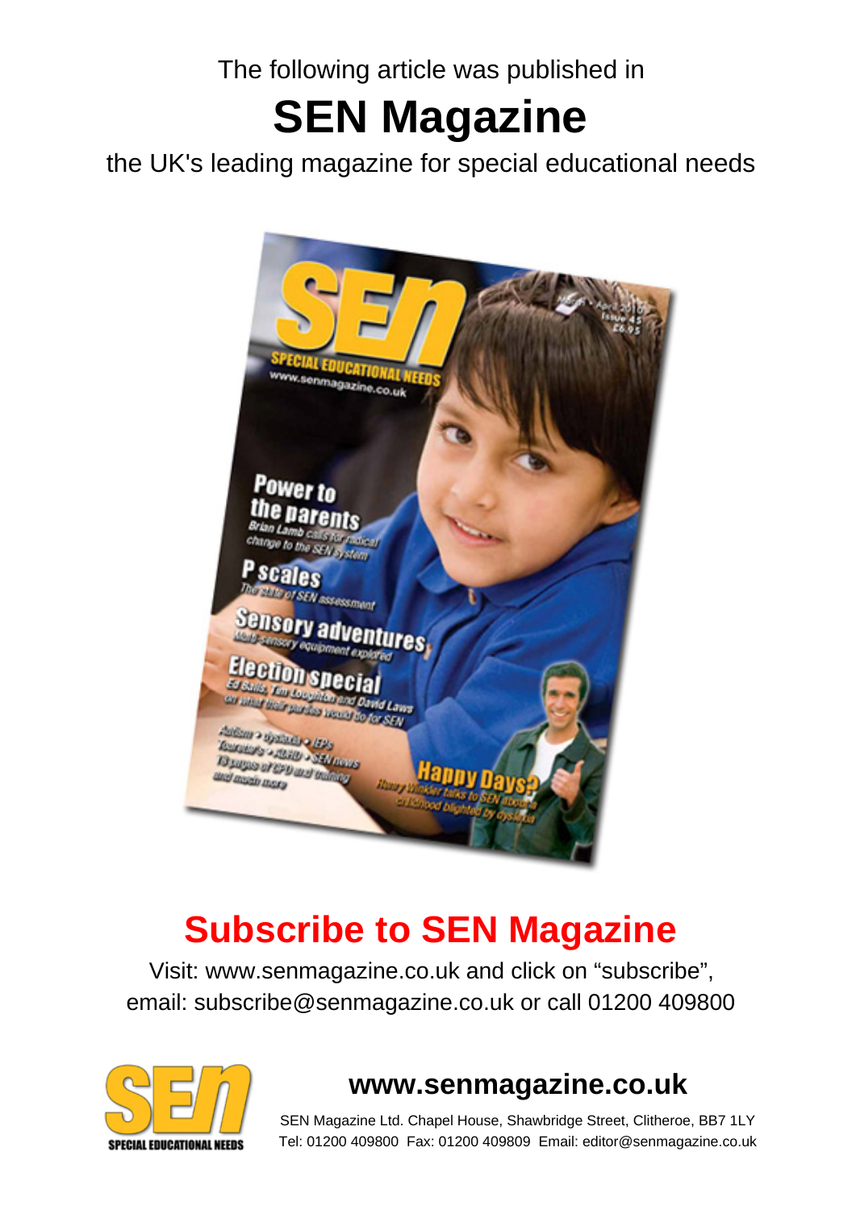The following article was published in

# SEN Magazine

the UK's leading magazine for special educational needs

## Subscribe to SEN Magazine

Visit: www.senmagazine.co.uk and click on "subscribe", email: subscribe@senmagazine.co.uk or call 01200 409800

**www.senmagazine.co.uk**

SEN Magazine Ltd. Chapel House, Shawbridge Street, Clitheroe, BB7 1LY
Tel: 01200 409800 Fax: 01200 409809 Email: editor@senmagazine.co.uk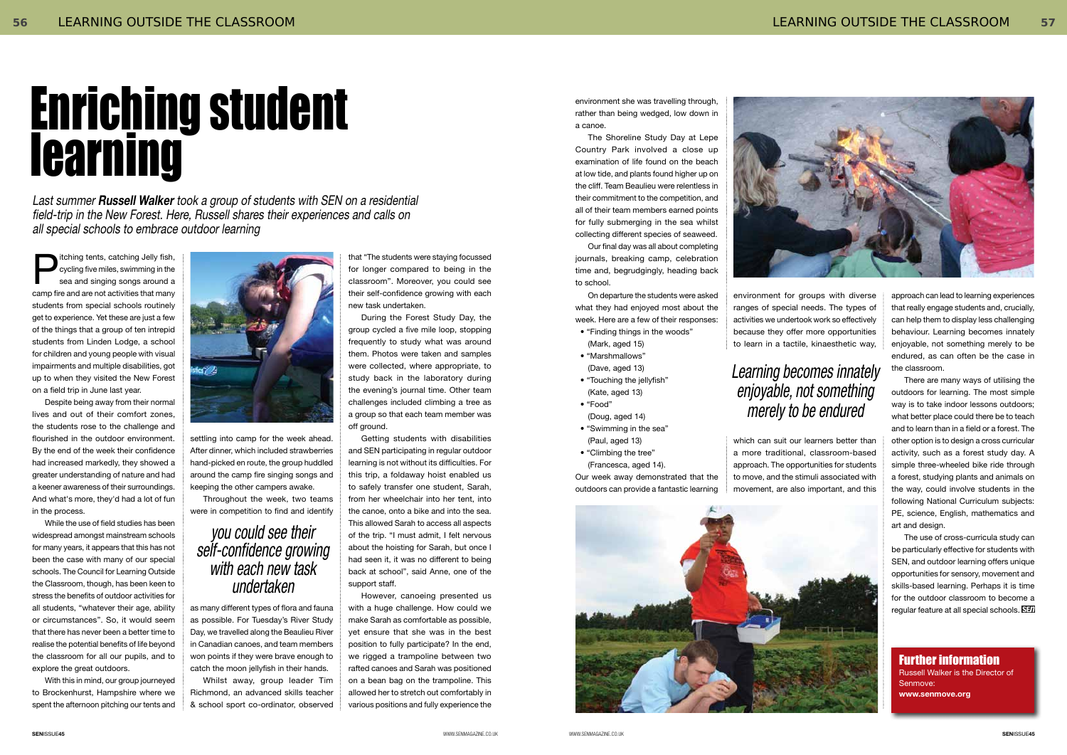# Enriching student learning

*Last summer **Russell Walker** took a group of students with SEN on a residential field-trip in the New Forest. Here, Russell shares their experiences and calls on all special schools to embrace outdoor learning*

Pitching tents, catching Jelly fish, cycling five miles, swimming in the sea and singing songs around a camp fire and are not activities that many students from special schools routinely get to experience. Yet these are just a few of the things that a group of ten intrepid students from Linden Lodge, a school for children and young people with visual impairments and multiple disabilities, got up to when they visited the New Forest on a field trip in June last year.

Despite being away from their normal lives and out of their comfort zones, the students rose to the challenge and flourished in the outdoor environment. By the end of the week their confidence had increased markedly, they showed a greater understanding of nature and had a keener awareness of their surroundings. And what's more, they'd had a lot of fun in the process.

While the use of field studies has been widespread amongst mainstream schools for many years, it appears that this has not been the case with many of our special schools. The Council for Learning Outside the Classroom, though, has been keen to stress the benefits of outdoor activities for all students, "whatever their age, ability or circumstances". So, it would seem that there has never been a better time to realise the potential benefits of life beyond the classroom for all our pupils, and to explore the great outdoors.

With this in mind, our group journeyed to Brockenhurst, Hampshire where we spent the afternoon pitching our tents and settling into camp for the week ahead. After dinner, which included strawberries hand-picked en route, the group huddled around the camp fire singing songs and keeping the other campers awake.

Throughout the week, two teams were in competition to find and identify as many different types of flora and fauna as possible. For Tuesday's River Study Day, we travelled along the Beaulieu River in Canadian canoes, and team members won points if they were brave enough to catch the moon jellyfish in their hands.

Whilst away, group leader Tim Richmond, an advanced skills teacher & school sport co-ordinator, observed that "The students were staying focussed for longer compared to being in the classroom". Moreover, you could see their self-confidence growing with each new task undertaken.

> you could see their self-confidence growing with each new task undertaken

During the Forest Study Day, the group cycled a five mile loop, stopping frequently to study what was around them. Photos were taken and samples were collected, where appropriate, to study back in the laboratory during the evening's journal time. Other team challenges included climbing a tree as a group so that each team member was off ground.

Getting students with disabilities and SEN participating in regular outdoor learning is not without its difficulties. For this trip, a foldaway hoist enabled us to safely transfer one student, Sarah, from her wheelchair into her tent, into the canoe, onto a bike and into the sea. This allowed Sarah to access all aspects of the trip. "I must admit, I felt nervous about the hoisting for Sarah, but once I had seen it, it was no different to being back at school", said Anne, one of the support staff.

However, canoeing presented us with a huge challenge. How could we make Sarah as comfortable as possible, yet ensure that she was in the best position to fully participate? In the end, we rigged a trampoline between two rafted canoes and Sarah was positioned on a bean bag on the trampoline. This allowed her to stretch out comfortably in various positions and fully experience the environment she was travelling through, rather than being wedged, low down in a canoe.

The Shoreline Study Day at Lepe Country Park involved a close up examination of life found on the beach at low tide, and plants found higher up on the cliff. Team Beaulieu were relentless in their commitment to the competition, and all of their team members earned points for fully submerging in the sea whilst collecting different species of seaweed.

Our final day was all about completing journals, breaking camp, celebration time and, begrudgingly, heading back to school.

On departure the students were asked what they had enjoyed most about the week. Here are a few of their responses:

- "Finding things in the woods" (Mark, aged 15)
- "Marshmallows" (Dave, aged 13)
- "Touching the jellyfish" (Kate, aged 13)
- "Food" (Doug, aged 14)
- "Swimming in the sea" (Paul, aged 13)
- "Climbing the tree" (Francesca, aged 14).

Our week away demonstrated that the outdoors can provide a fantastic learning environment for groups with diverse ranges of special needs. The types of activities we undertook work so effectively because they offer more opportunities to learn in a tactile, kinaesthetic way, which can suit our learners better than a more traditional, classroom-based approach. The opportunities for students to move, and the stimuli associated with movement, are also important, and this approach can lead to learning experiences that really engage students and, crucially, can help them to display less challenging behaviour. Learning becomes innately enjoyable, not something merely to be endured, as can often be the case in the classroom.

> Learning becomes innately enjoyable, not something merely to be endured

There are many ways of utilising the outdoors for learning. The most simple way is to take indoor lessons outdoors; what better place could there be to teach and to learn than in a field or a forest. The other option is to design a cross curricular activity, such as a forest study day. A simple three-wheeled bike ride through a forest, studying plants and animals on the way, could involve students in the following National Curriculum subjects: PE, science, English, mathematics and art and design.

The use of cross-curricula study can be particularly effective for students with SEN, and outdoor learning offers unique opportunities for sensory, movement and skills-based learning. Perhaps it is time for the outdoor classroom to become a regular feature at all special schools.

## Further information

Russell Walker is the Director of Senmove:
**www.senmove.org**